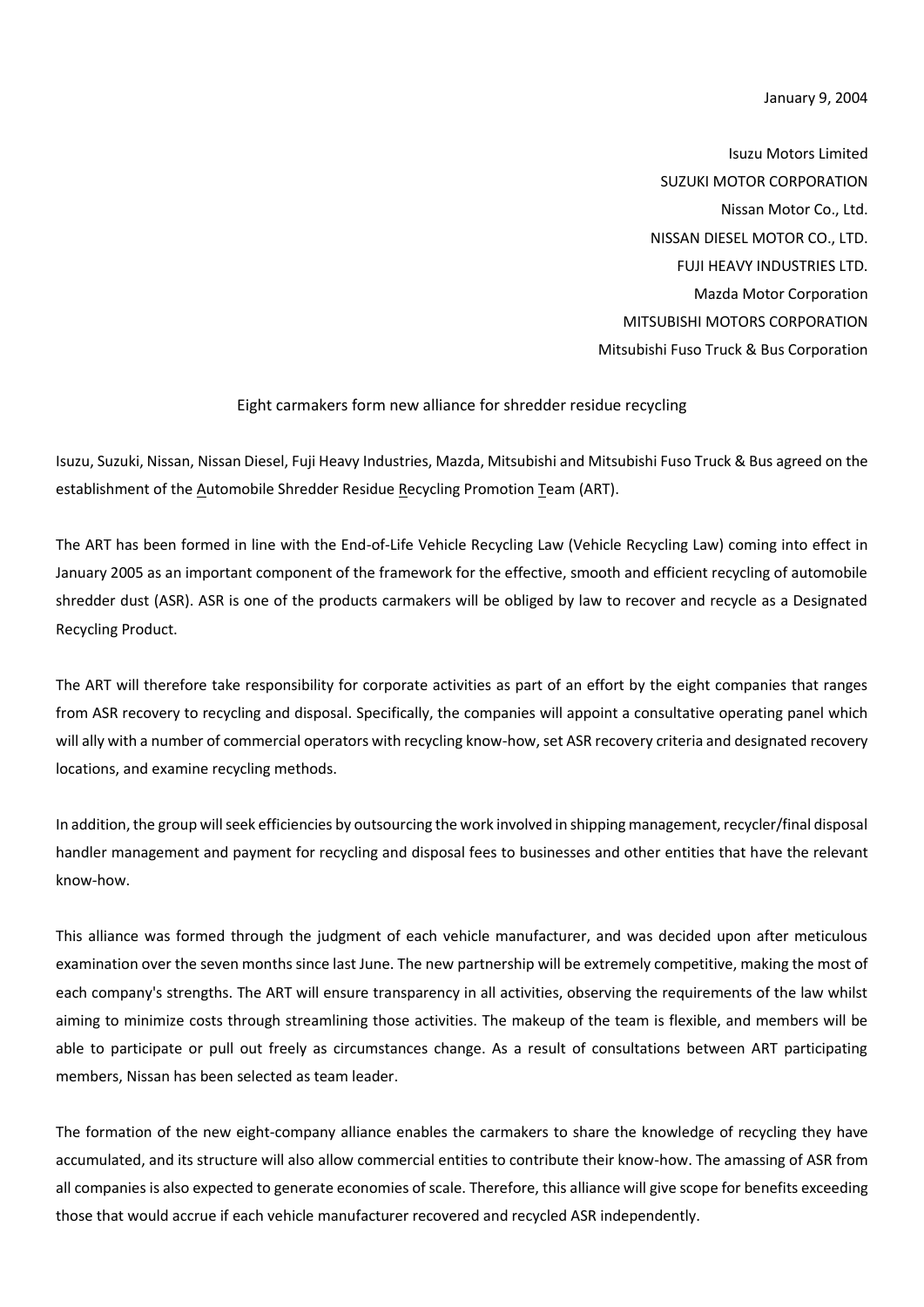January 9, 2004

Isuzu Motors Limited
SUZUKI MOTOR CORPORATION
Nissan Motor Co., Ltd.
NISSAN DIESEL MOTOR CO., LTD.
FUJI HEAVY INDUSTRIES LTD.
Mazda Motor Corporation
MITSUBISHI MOTORS CORPORATION
Mitsubishi Fuso Truck & Bus Corporation

# Eight carmakers form new alliance for shredder residue recycling

Isuzu, Suzuki, Nissan, Nissan Diesel, Fuji Heavy Industries, Mazda, Mitsubishi and Mitsubishi Fuso Truck & Bus agreed on the establishment of the Automobile Shredder Residue Recycling Promotion Team (ART).

The ART has been formed in line with the End-of-Life Vehicle Recycling Law (Vehicle Recycling Law) coming into effect in January 2005 as an important component of the framework for the effective, smooth and efficient recycling of automobile shredder dust (ASR). ASR is one of the products carmakers will be obliged by law to recover and recycle as a Designated Recycling Product.

The ART will therefore take responsibility for corporate activities as part of an effort by the eight companies that ranges from ASR recovery to recycling and disposal. Specifically, the companies will appoint a consultative operating panel which will ally with a number of commercial operators with recycling know-how, set ASR recovery criteria and designated recovery locations, and examine recycling methods.

In addition, the group will seek efficiencies by outsourcing the work involved in shipping management, recycler/final disposal handler management and payment for recycling and disposal fees to businesses and other entities that have the relevant know-how.

This alliance was formed through the judgment of each vehicle manufacturer, and was decided upon after meticulous examination over the seven months since last June. The new partnership will be extremely competitive, making the most of each company's strengths. The ART will ensure transparency in all activities, observing the requirements of the law whilst aiming to minimize costs through streamlining those activities. The makeup of the team is flexible, and members will be able to participate or pull out freely as circumstances change. As a result of consultations between ART participating members, Nissan has been selected as team leader.

The formation of the new eight-company alliance enables the carmakers to share the knowledge of recycling they have accumulated, and its structure will also allow commercial entities to contribute their know-how. The amassing of ASR from all companies is also expected to generate economies of scale. Therefore, this alliance will give scope for benefits exceeding those that would accrue if each vehicle manufacturer recovered and recycled ASR independently.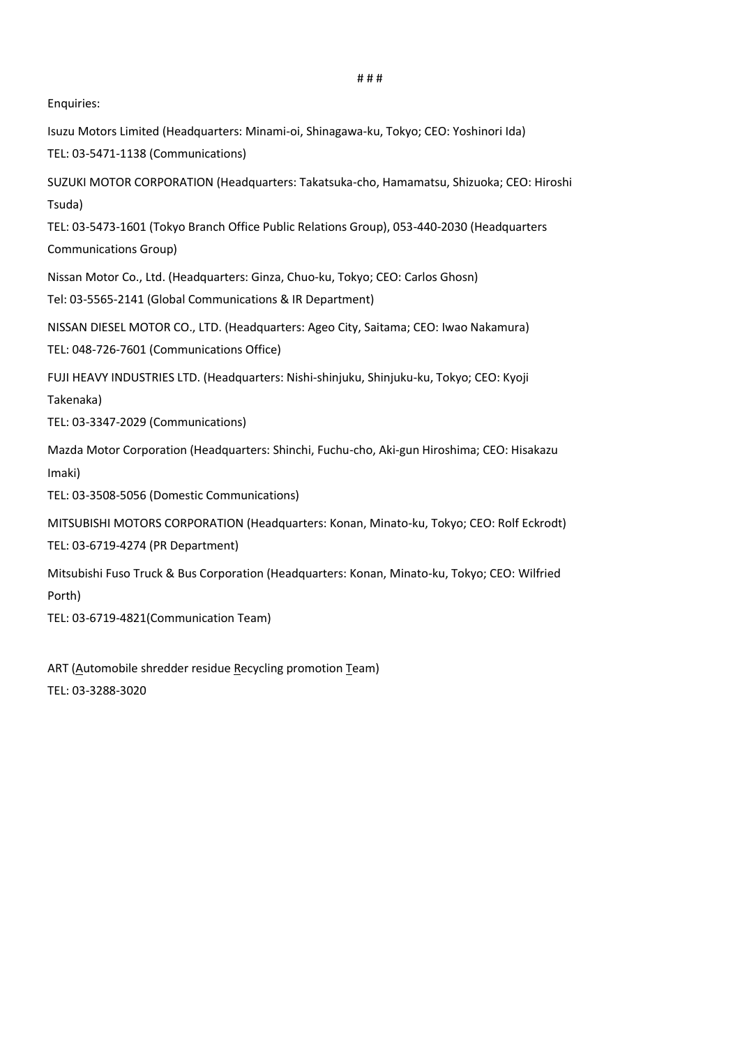# # #

Enquiries:

Isuzu Motors Limited (Headquarters: Minami-oi, Shinagawa-ku, Tokyo; CEO: Yoshinori Ida)
TEL: 03-5471-1138 (Communications)

SUZUKI MOTOR CORPORATION (Headquarters: Takatsuka-cho, Hamamatsu, Shizuoka; CEO: Hiroshi Tsuda)
TEL: 03-5473-1601 (Tokyo Branch Office Public Relations Group), 053-440-2030 (Headquarters Communications Group)

Nissan Motor Co., Ltd. (Headquarters: Ginza, Chuo-ku, Tokyo; CEO: Carlos Ghosn)
Tel: 03-5565-2141 (Global Communications & IR Department)

NISSAN DIESEL MOTOR CO., LTD. (Headquarters: Ageo City, Saitama; CEO: Iwao Nakamura)
TEL: 048-726-7601 (Communications Office)

FUJI HEAVY INDUSTRIES LTD. (Headquarters: Nishi-shinjuku, Shinjuku-ku, Tokyo; CEO: Kyoji Takenaka)
TEL: 03-3347-2029 (Communications)

Mazda Motor Corporation (Headquarters: Shinchi, Fuchu-cho, Aki-gun Hiroshima; CEO: Hisakazu Imaki)
TEL: 03-3508-5056 (Domestic Communications)

MITSUBISHI MOTORS CORPORATION (Headquarters: Konan, Minato-ku, Tokyo; CEO: Rolf Eckrodt)
TEL: 03-6719-4274 (PR Department)

Mitsubishi Fuso Truck & Bus Corporation (Headquarters: Konan, Minato-ku, Tokyo; CEO: Wilfried Porth)
TEL: 03-6719-4821(Communication Team)

ART (Automobile shredder residue Recycling promotion Team)
TEL: 03-3288-3020